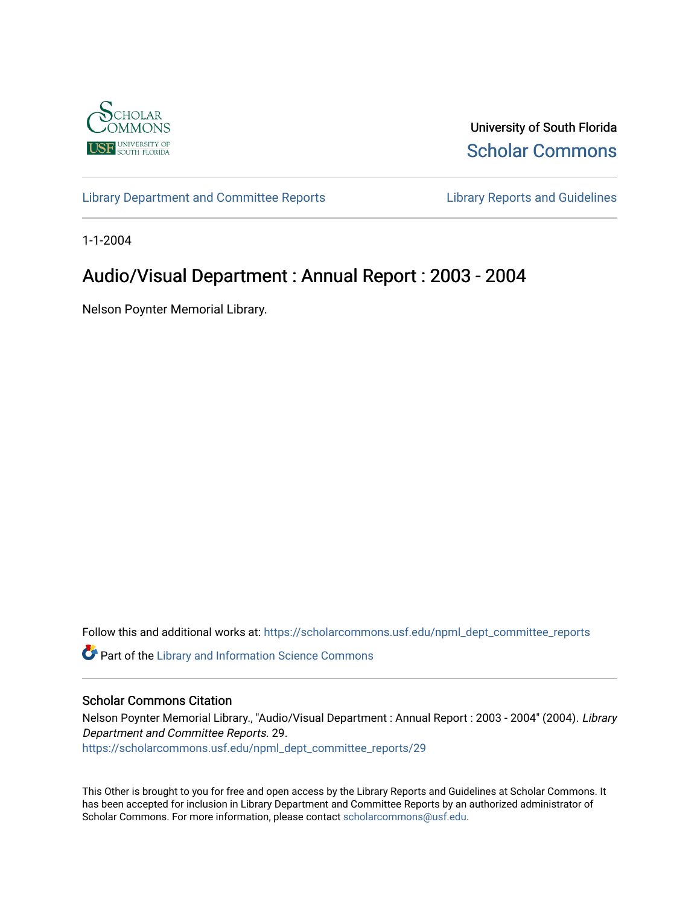University of South Florida

Scholar Commons

Library Department and Committee Reports

Library Reports and Guidelines

1-1-2004

# Audio/Visual Department : Annual Report : 2003 - 2004

Nelson Poynter Memorial Library.

Follow this and additional works at: https://scholarcommons.usf.edu/npml_dept_committee_reports

Part of the Library and Information Science Commons

## Scholar Commons Citation

Nelson Poynter Memorial Library., "Audio/Visual Department : Annual Report : 2003 - 2004" (2004). *Library Department and Committee Reports*. 29.
https://scholarcommons.usf.edu/npml_dept_committee_reports/29

This Other is brought to you for free and open access by the Library Reports and Guidelines at Scholar Commons. It has been accepted for inclusion in Library Department and Committee Reports by an authorized administrator of Scholar Commons. For more information, please contact scholarcommons@usf.edu.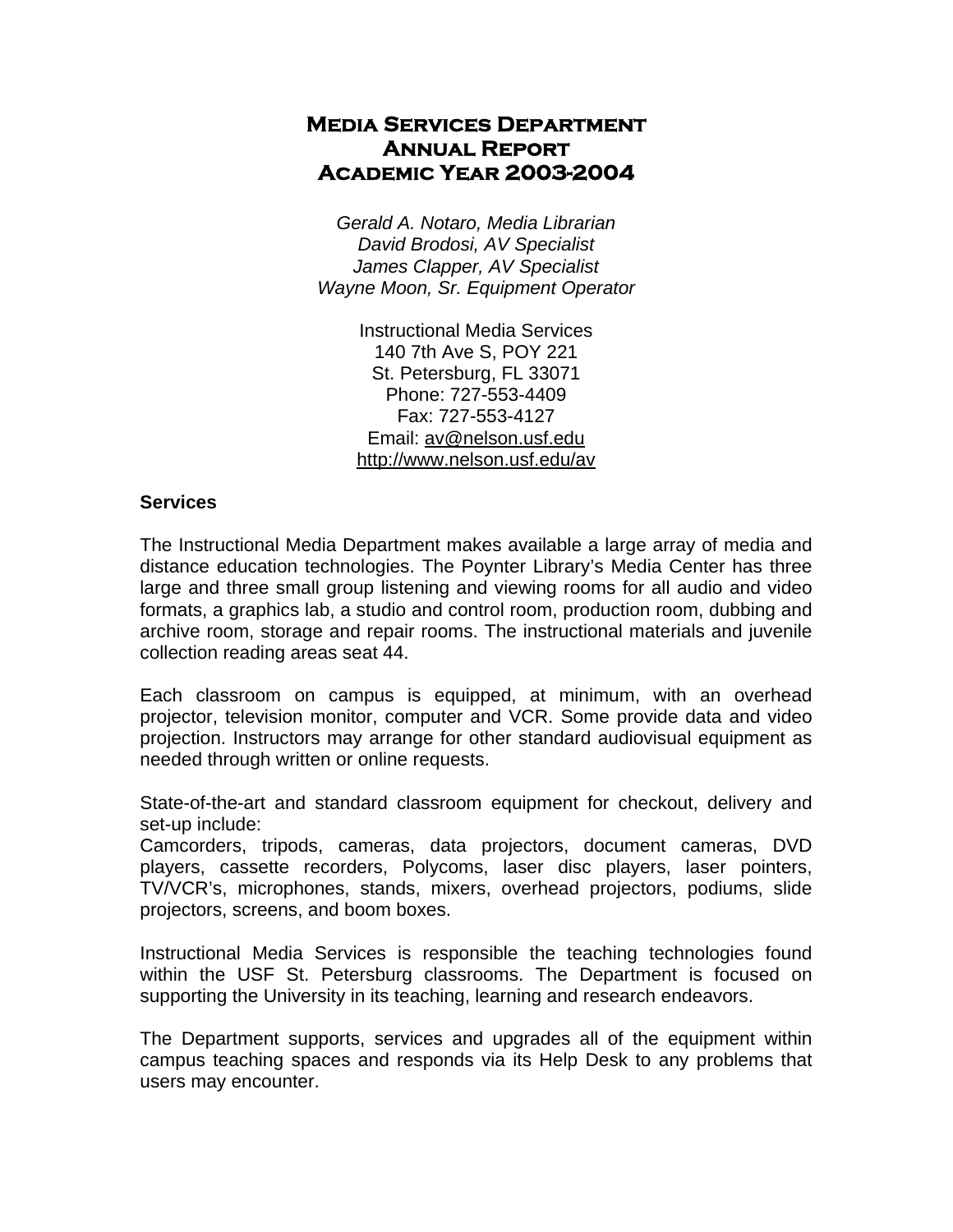# Media Services Department
# Annual Report
# Academic Year 2003-2004

*Gerald A. Notaro, Media Librarian*
*David Brodosi, AV Specialist*
*James Clapper, AV Specialist*
*Wayne Moon, Sr. Equipment Operator*

Instructional Media Services
140 7th Ave S, POY 221
St. Petersburg, FL 33071
Phone: 727-553-4409
Fax: 727-553-4127
Email: av@nelson.usf.edu
http://www.nelson.usf.edu/av

**Services**

The Instructional Media Department makes available a large array of media and distance education technologies. The Poynter Library's Media Center has three large and three small group listening and viewing rooms for all audio and video formats, a graphics lab, a studio and control room, production room, dubbing and archive room, storage and repair rooms. The instructional materials and juvenile collection reading areas seat 44.

Each classroom on campus is equipped, at minimum, with an overhead projector, television monitor, computer and VCR. Some provide data and video projection. Instructors may arrange for other standard audiovisual equipment as needed through written or online requests.

State-of-the-art and standard classroom equipment for checkout, delivery and set-up include:
Camcorders, tripods, cameras, data projectors, document cameras, DVD players, cassette recorders, Polycoms, laser disc players, laser pointers, TV/VCR's, microphones, stands, mixers, overhead projectors, podiums, slide projectors, screens, and boom boxes.

Instructional Media Services is responsible the teaching technologies found within the USF St. Petersburg classrooms. The Department is focused on supporting the University in its teaching, learning and research endeavors.

The Department supports, services and upgrades all of the equipment within campus teaching spaces and responds via its Help Desk to any problems that users may encounter.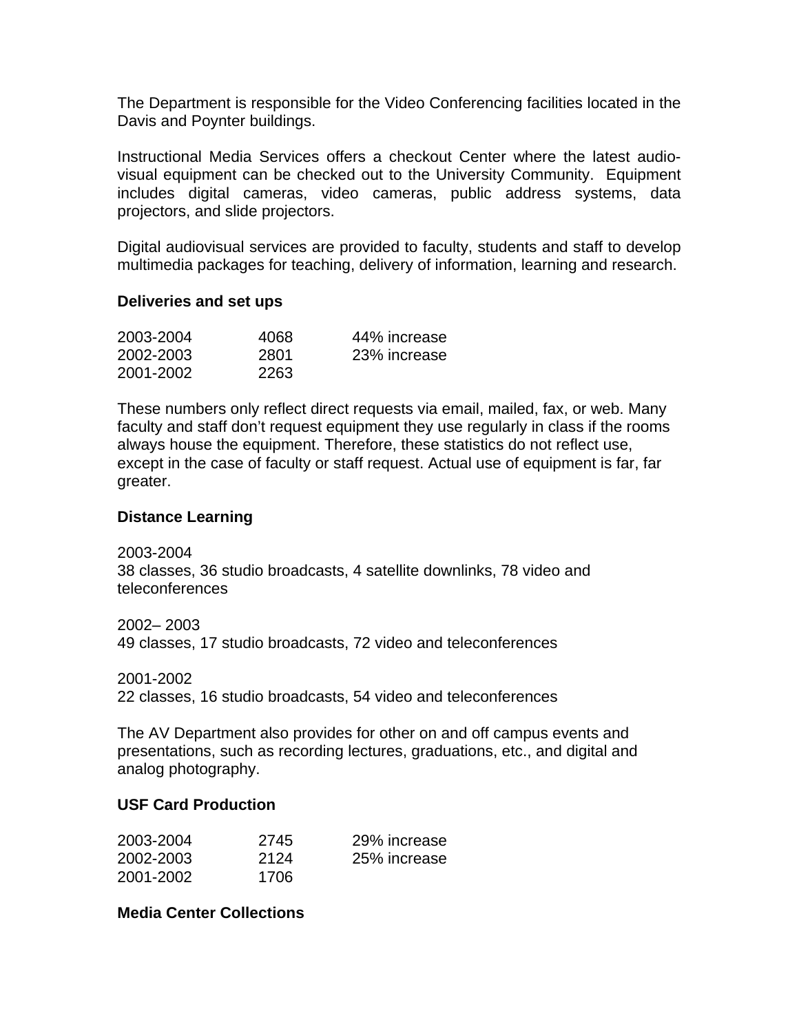The Department is responsible for the Video Conferencing facilities located in the Davis and Poynter buildings.

Instructional Media Services offers a checkout Center where the latest audio-visual equipment can be checked out to the University Community. Equipment includes digital cameras, video cameras, public address systems, data projectors, and slide projectors.

Digital audiovisual services are provided to faculty, students and staff to develop multimedia packages for teaching, delivery of information, learning and research.

**Deliveries and set ups**

| | | |
|---|---|---|
| 2003-2004 | 4068 | 44% increase |
| 2002-2003 | 2801 | 23% increase |
| 2001-2002 | 2263 | |

These numbers only reflect direct requests via email, mailed, fax, or web. Many faculty and staff don't request equipment they use regularly in class if the rooms always house the equipment. Therefore, these statistics do not reflect use, except in the case of faculty or staff request. Actual use of equipment is far, far greater.

**Distance Learning**

2003-2004
38 classes, 36 studio broadcasts, 4 satellite downlinks, 78 video and teleconferences

2002– 2003
49 classes, 17 studio broadcasts, 72 video and teleconferences

2001-2002
22 classes, 16 studio broadcasts, 54 video and teleconferences

The AV Department also provides for other on and off campus events and presentations, such as recording lectures, graduations, etc., and digital and analog photography.

**USF Card Production**

| | | |
|---|---|---|
| 2003-2004 | 2745 | 29% increase |
| 2002-2003 | 2124 | 25% increase |
| 2001-2002 | 1706 | |

**Media Center Collections**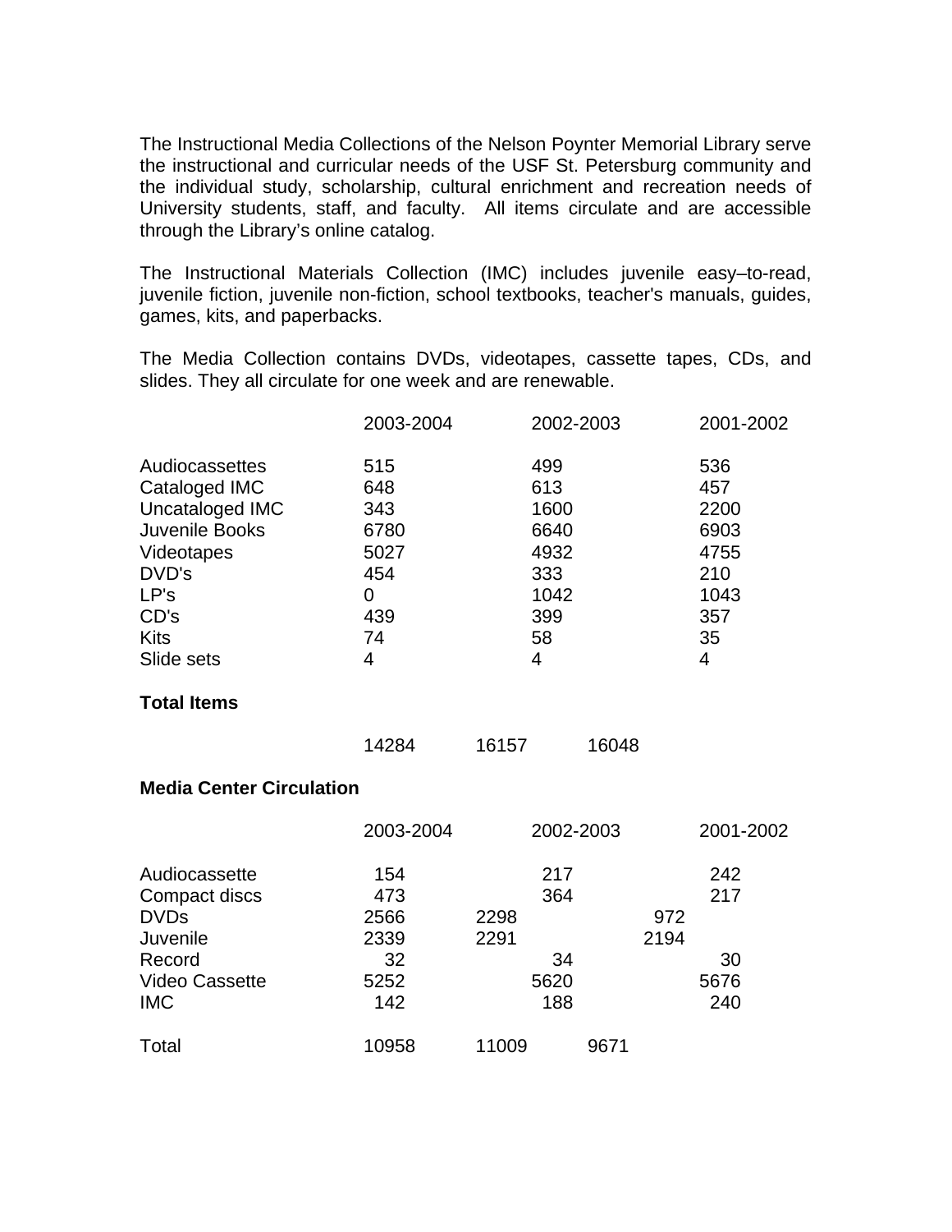The Instructional Media Collections of the Nelson Poynter Memorial Library serve the instructional and curricular needs of the USF St. Petersburg community and the individual study, scholarship, cultural enrichment and recreation needs of University students, staff, and faculty. All items circulate and are accessible through the Library's online catalog.

The Instructional Materials Collection (IMC) includes juvenile easy–to-read, juvenile fiction, juvenile non-fiction, school textbooks, teacher's manuals, guides, games, kits, and paperbacks.

The Media Collection contains DVDs, videotapes, cassette tapes, CDs, and slides. They all circulate for one week and are renewable.

| | 2003-2004 | 2002-2003 | 2001-2002 |
|---|---|---|---|
| Audiocassettes | 515 | 499 | 536 |
| Cataloged IMC | 648 | 613 | 457 |
| Uncataloged IMC | 343 | 1600 | 2200 |
| Juvenile Books | 6780 | 6640 | 6903 |
| Videotapes | 5027 | 4932 | 4755 |
| DVD's | 454 | 333 | 210 |
| LP's | 0 | 1042 | 1043 |
| CD's | 439 | 399 | 357 |
| Kits | 74 | 58 | 35 |
| Slide sets | 4 | 4 | 4 |
| **Total Items** | 14284 | 16157 | 16048 |

**Media Center Circulation**

| | 2003-2004 | 2002-2003 | 2001-2002 |
|---|---|---|---|
| Audiocassette | 154 | 217 | 242 |
| Compact discs | 473 | 364 | 217 |
| DVDs | 2566 | 2298 | 972 |
| Juvenile | 2339 | 2291 | 2194 |
| Record | 32 | 34 | 30 |
| Video Cassette | 5252 | 5620 | 5676 |
| IMC | 142 | 188 | 240 |
| Total | 10958 | 11009 | 9671 |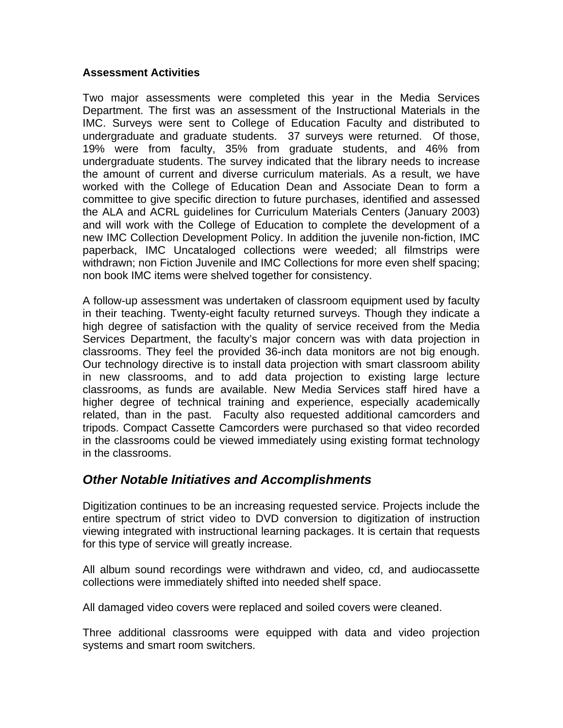**Assessment Activities**

Two major assessments were completed this year in the Media Services Department. The first was an assessment of the Instructional Materials in the IMC. Surveys were sent to College of Education Faculty and distributed to undergraduate and graduate students. 37 surveys were returned. Of those, 19% were from faculty, 35% from graduate students, and 46% from undergraduate students. The survey indicated that the library needs to increase the amount of current and diverse curriculum materials. As a result, we have worked with the College of Education Dean and Associate Dean to form a committee to give specific direction to future purchases, identified and assessed the ALA and ACRL guidelines for Curriculum Materials Centers (January 2003) and will work with the College of Education to complete the development of a new IMC Collection Development Policy. In addition the juvenile non-fiction, IMC paperback, IMC Uncataloged collections were weeded; all filmstrips were withdrawn; non Fiction Juvenile and IMC Collections for more even shelf spacing; non book IMC items were shelved together for consistency.

A follow-up assessment was undertaken of classroom equipment used by faculty in their teaching. Twenty-eight faculty returned surveys. Though they indicate a high degree of satisfaction with the quality of service received from the Media Services Department, the faculty's major concern was with data projection in classrooms. They feel the provided 36-inch data monitors are not big enough. Our technology directive is to install data projection with smart classroom ability in new classrooms, and to add data projection to existing large lecture classrooms, as funds are available. New Media Services staff hired have a higher degree of technical training and experience, especially academically related, than in the past. Faculty also requested additional camcorders and tripods. Compact Cassette Camcorders were purchased so that video recorded in the classrooms could be viewed immediately using existing format technology in the classrooms.

## *Other Notable Initiatives and Accomplishments*

Digitization continues to be an increasing requested service. Projects include the entire spectrum of strict video to DVD conversion to digitization of instruction viewing integrated with instructional learning packages. It is certain that requests for this type of service will greatly increase.

All album sound recordings were withdrawn and video, cd, and audiocassette collections were immediately shifted into needed shelf space.

All damaged video covers were replaced and soiled covers were cleaned.

Three additional classrooms were equipped with data and video projection systems and smart room switchers.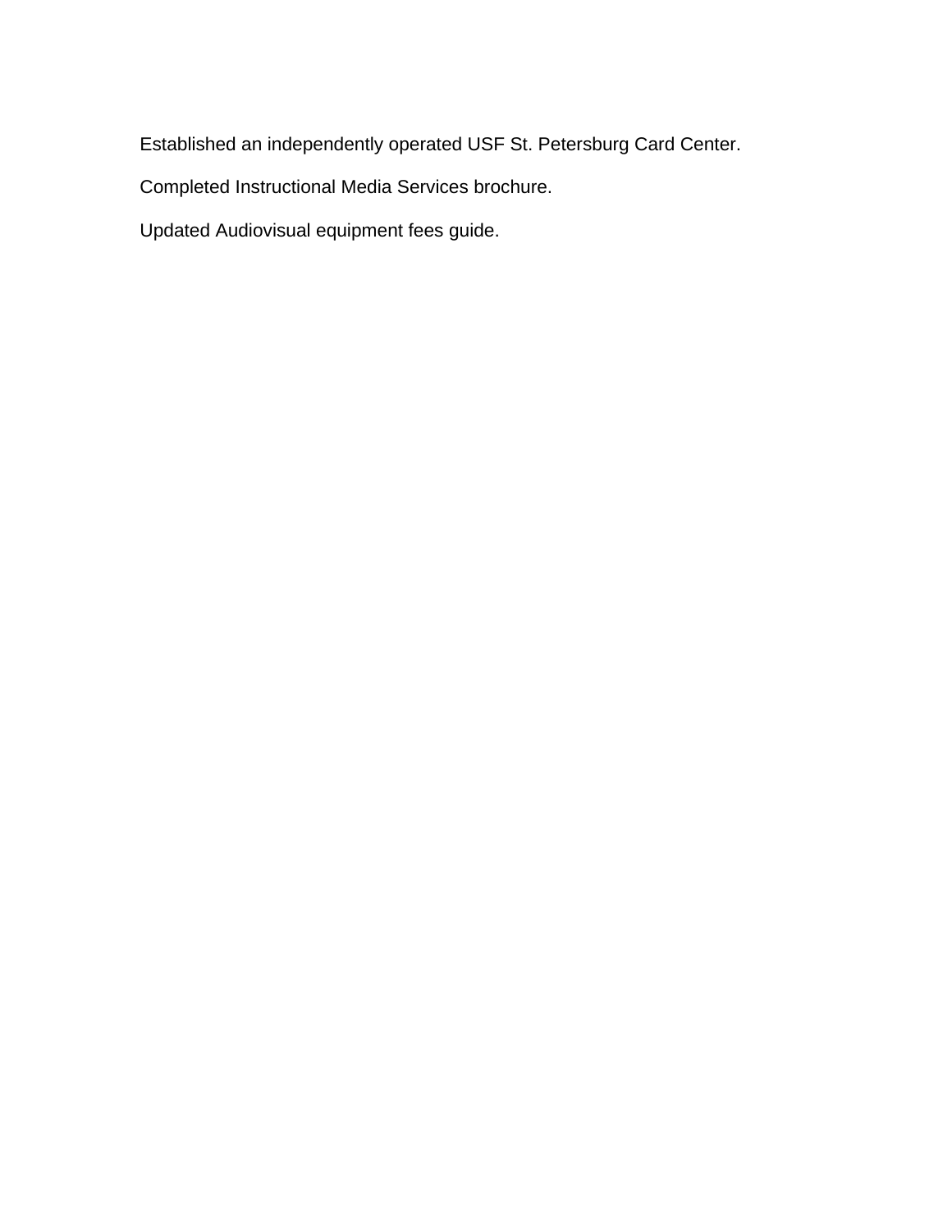Established an independently operated USF St. Petersburg Card Center.

Completed Instructional Media Services brochure.

Updated Audiovisual equipment fees guide.